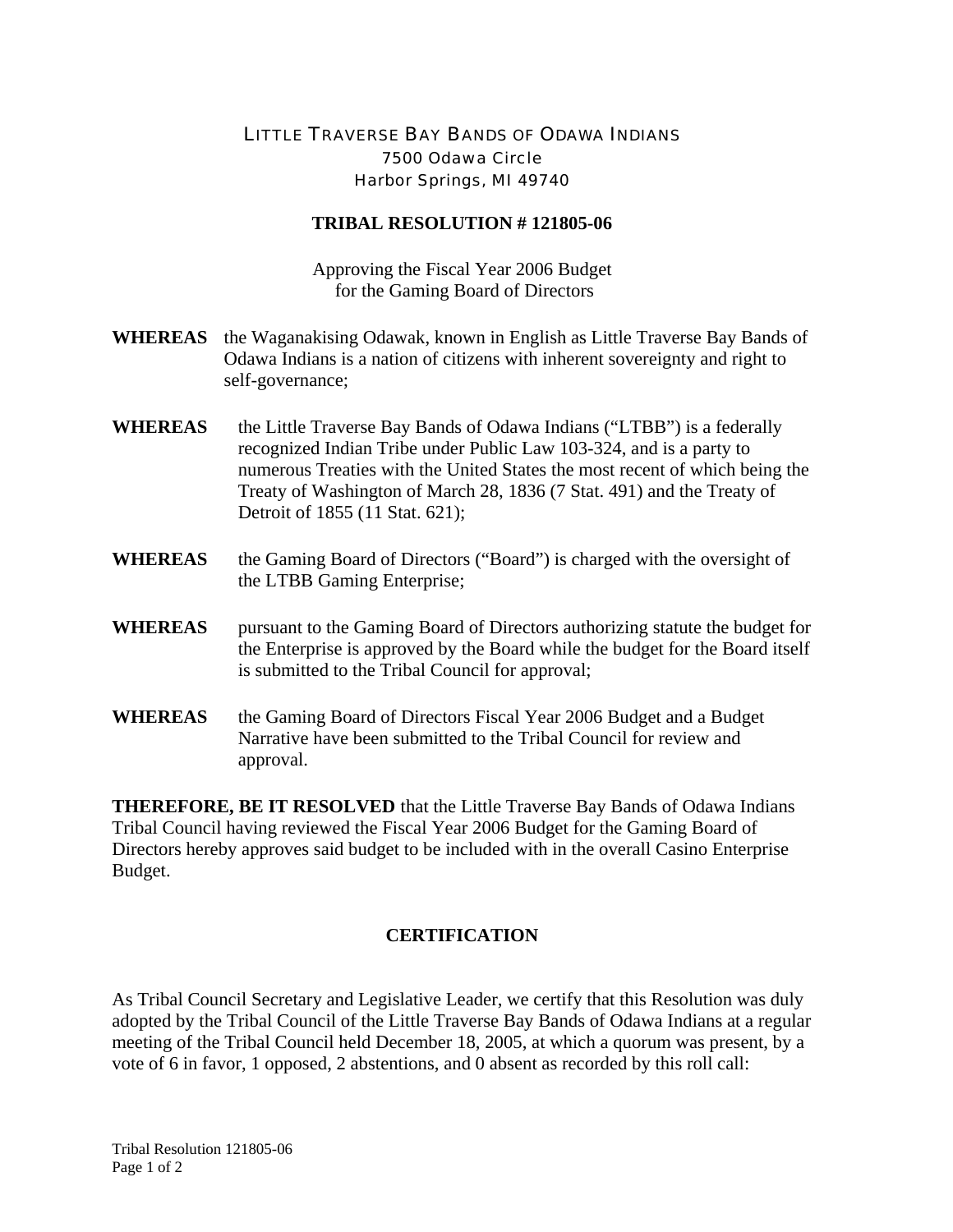# LITTLE TRAVERSE BAY BANDS OF ODAWA INDIANS

7500 Odawa Circle
Harbor Springs, MI 49740

## TRIBAL RESOLUTION # 121805-06

Approving the Fiscal Year 2006 Budget
for the Gaming Board of Directors

**WHEREAS** the Waganakising Odawak, known in English as Little Traverse Bay Bands of Odawa Indians is a nation of citizens with inherent sovereignty and right to self-governance;

**WHEREAS** the Little Traverse Bay Bands of Odawa Indians ("LTBB") is a federally recognized Indian Tribe under Public Law 103-324, and is a party to numerous Treaties with the United States the most recent of which being the Treaty of Washington of March 28, 1836 (7 Stat. 491) and the Treaty of Detroit of 1855 (11 Stat. 621);

**WHEREAS** the Gaming Board of Directors ("Board") is charged with the oversight of the LTBB Gaming Enterprise;

**WHEREAS** pursuant to the Gaming Board of Directors authorizing statute the budget for the Enterprise is approved by the Board while the budget for the Board itself is submitted to the Tribal Council for approval;

**WHEREAS** the Gaming Board of Directors Fiscal Year 2006 Budget and a Budget Narrative have been submitted to the Tribal Council for review and approval.

**THEREFORE, BE IT RESOLVED** that the Little Traverse Bay Bands of Odawa Indians Tribal Council having reviewed the Fiscal Year 2006 Budget for the Gaming Board of Directors hereby approves said budget to be included with in the overall Casino Enterprise Budget.

## CERTIFICATION

As Tribal Council Secretary and Legislative Leader, we certify that this Resolution was duly adopted by the Tribal Council of the Little Traverse Bay Bands of Odawa Indians at a regular meeting of the Tribal Council held December 18, 2005, at which a quorum was present, by a vote of 6 in favor, 1 opposed, 2 abstentions, and 0 absent as recorded by this roll call: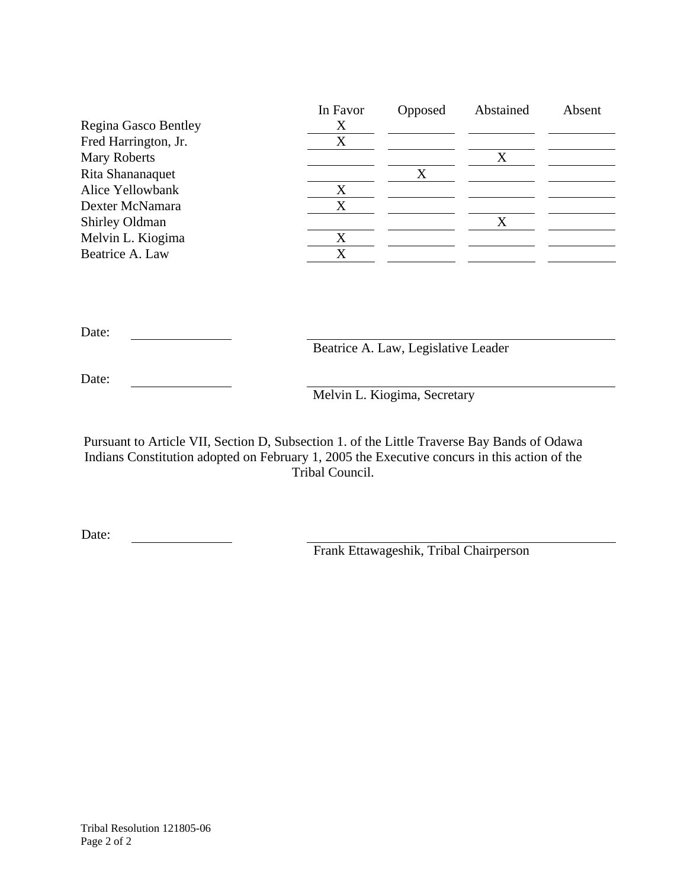| | In Favor | Opposed | Abstained | Absent |
|---|---|---|---|---|
| Regina Gasco Bentley | X | | | |
| Fred Harrington, Jr. | X | | | |
| Mary Roberts | | | X | |
| Rita Shananaquet | | X | | |
| Alice Yellowbank | X | | | |
| Dexter McNamara | X | | | |
| Shirley Oldman | | | X | |
| Melvin L. Kiogima | X | | | |
| Beatrice A. Law | X | | | |

Date: \_\_\_\_\_\_\_\_\_\_\_\_\_\_\_\_ \_\_\_\_\_\_\_\_\_\_\_\_\_\_\_\_\_\_\_\_\_\_\_\_\_\_\_\_\_\_\_\_\_\_\_\_

Beatrice A. Law, Legislative Leader

Date: \_\_\_\_\_\_\_\_\_\_\_\_\_\_\_\_ \_\_\_\_\_\_\_\_\_\_\_\_\_\_\_\_\_\_\_\_\_\_\_\_\_\_\_\_\_\_\_\_\_\_\_\_

Melvin L. Kiogima, Secretary

Pursuant to Article VII, Section D, Subsection 1. of the Little Traverse Bay Bands of Odawa Indians Constitution adopted on February 1, 2005 the Executive concurs in this action of the Tribal Council.

Date: \_\_\_\_\_\_\_\_\_\_\_\_\_\_\_\_ \_\_\_\_\_\_\_\_\_\_\_\_\_\_\_\_\_\_\_\_\_\_\_\_\_\_\_\_\_\_\_\_\_\_\_\_

Frank Ettawageshik, Tribal Chairperson

Tribal Resolution 121805-06